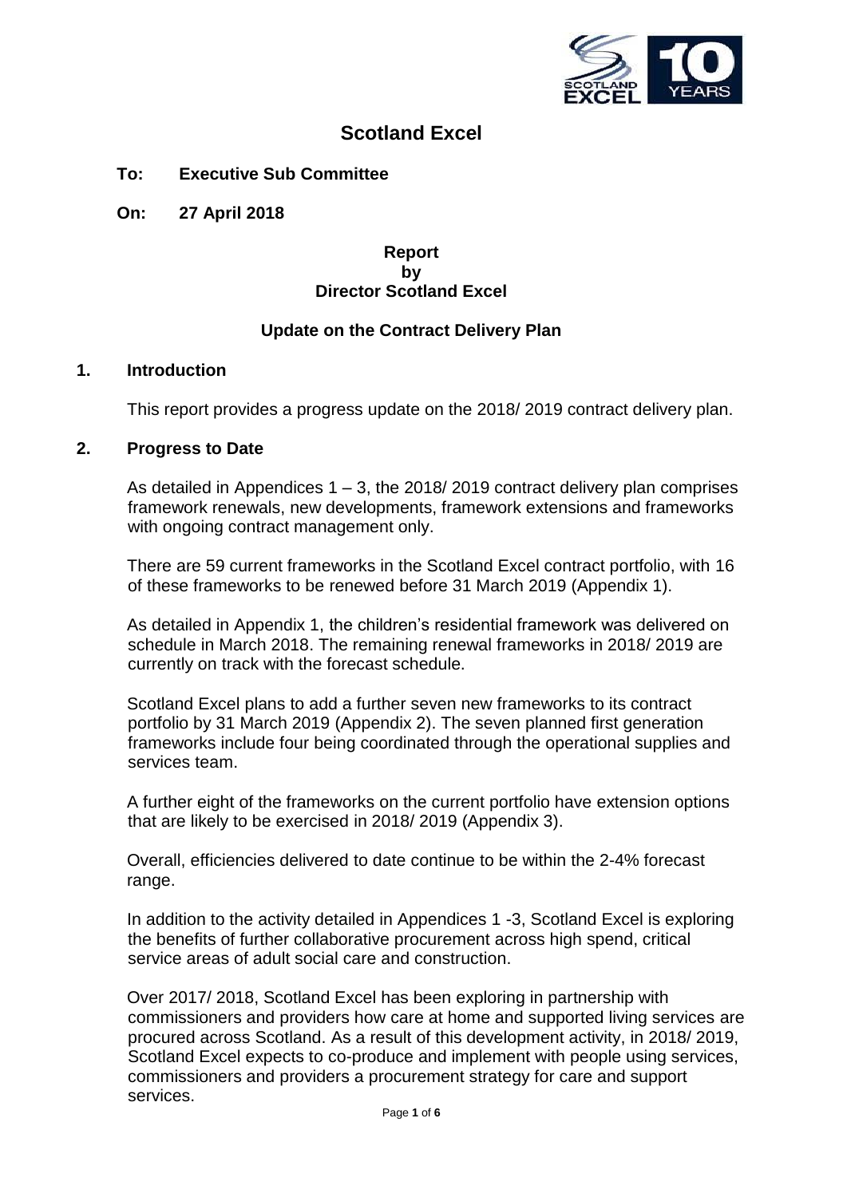# Scotland Excel

**To: Executive Sub Committee**

**On: 27 April 2018**

**Report**
**by**
**Director Scotland Excel**

**Update on the Contract Delivery Plan**

## 1. Introduction

This report provides a progress update on the 2018/ 2019 contract delivery plan.

## 2. Progress to Date

As detailed in Appendices 1 – 3, the 2018/ 2019 contract delivery plan comprises framework renewals, new developments, framework extensions and frameworks with ongoing contract management only.

There are 59 current frameworks in the Scotland Excel contract portfolio, with 16 of these frameworks to be renewed before 31 March 2019 (Appendix 1).

As detailed in Appendix 1, the children's residential framework was delivered on schedule in March 2018. The remaining renewal frameworks in 2018/ 2019 are currently on track with the forecast schedule.

Scotland Excel plans to add a further seven new frameworks to its contract portfolio by 31 March 2019 (Appendix 2). The seven planned first generation frameworks include four being coordinated through the operational supplies and services team.

A further eight of the frameworks on the current portfolio have extension options that are likely to be exercised in 2018/ 2019 (Appendix 3).

Overall, efficiencies delivered to date continue to be within the 2-4% forecast range.

In addition to the activity detailed in Appendices 1 -3, Scotland Excel is exploring the benefits of further collaborative procurement across high spend, critical service areas of adult social care and construction.

Over 2017/ 2018, Scotland Excel has been exploring in partnership with commissioners and providers how care at home and supported living services are procured across Scotland. As a result of this development activity, in 2018/ 2019, Scotland Excel expects to co-produce and implement with people using services, commissioners and providers a procurement strategy for care and support services.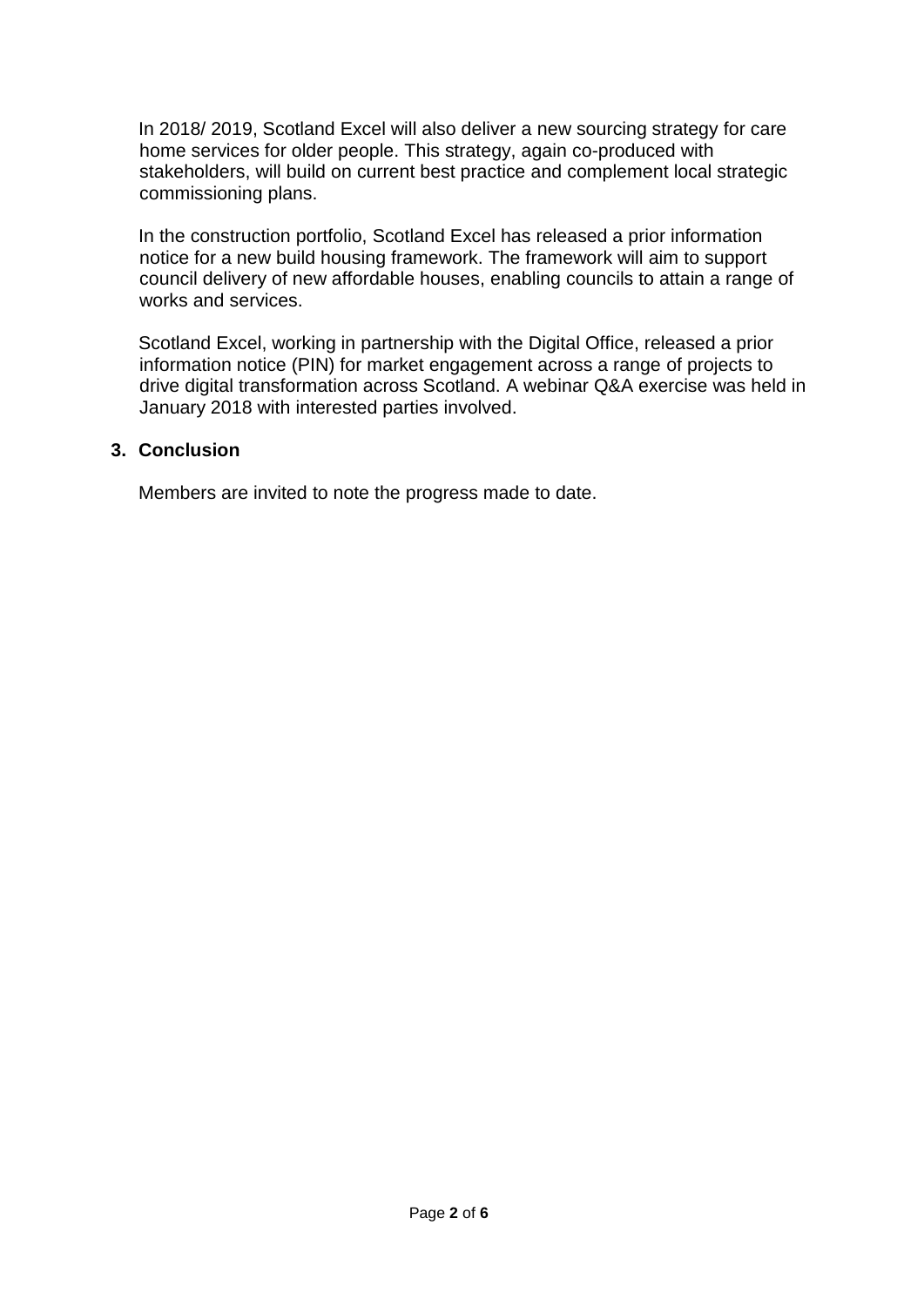In 2018/ 2019, Scotland Excel will also deliver a new sourcing strategy for care home services for older people. This strategy, again co-produced with stakeholders, will build on current best practice and complement local strategic commissioning plans.

In the construction portfolio, Scotland Excel has released a prior information notice for a new build housing framework. The framework will aim to support council delivery of new affordable houses, enabling councils to attain a range of works and services.

Scotland Excel, working in partnership with the Digital Office, released a prior information notice (PIN) for market engagement across a range of projects to drive digital transformation across Scotland. A webinar Q&A exercise was held in January 2018 with interested parties involved.

## 3. Conclusion

Members are invited to note the progress made to date.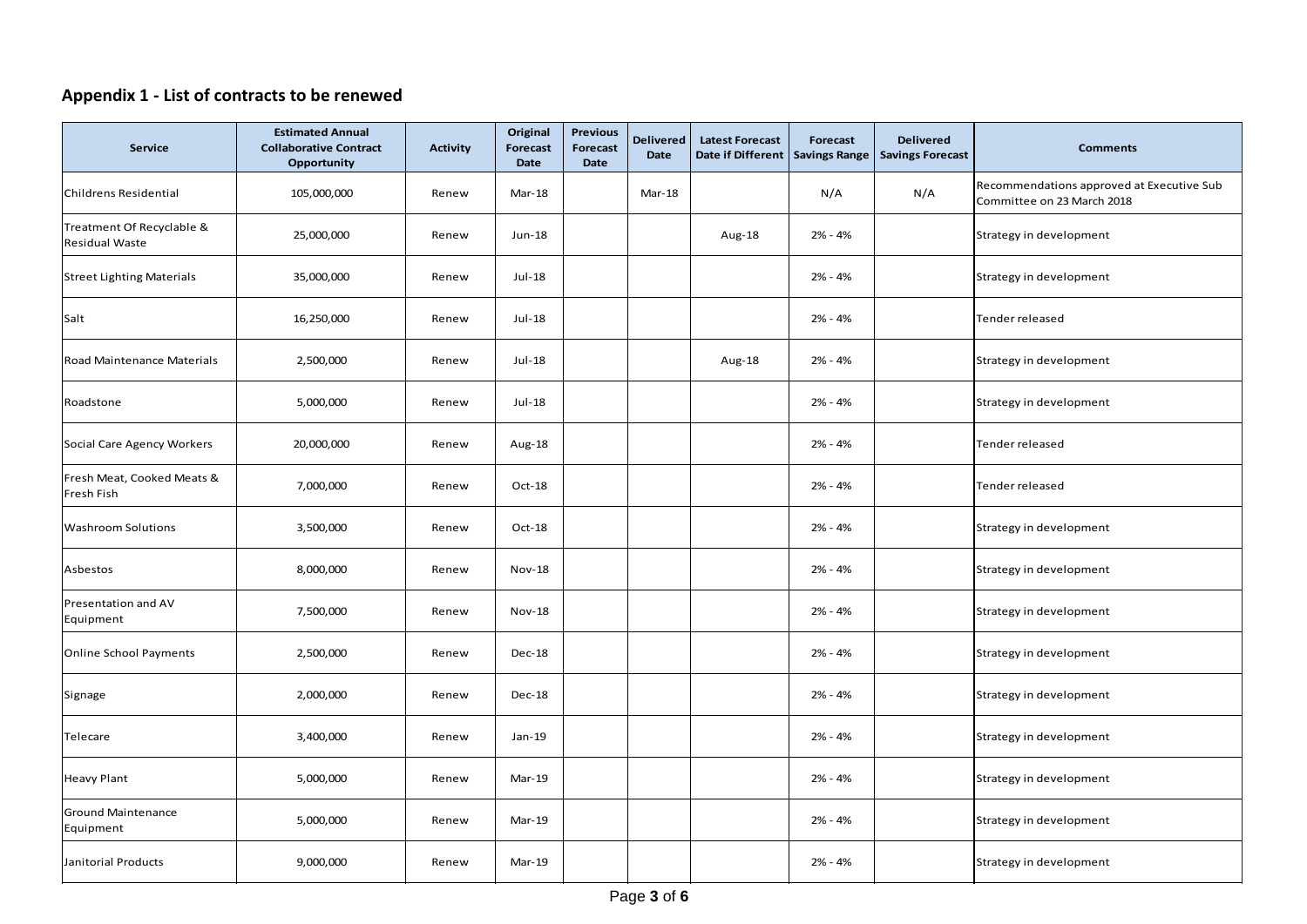## Appendix 1 - List of contracts to be renewed

| Service | Estimated Annual Collaborative Contract Opportunity | Activity | Original Forecast Date | Previous Forecast Date | Delivered Date | Latest Forecast Date if Different | Forecast Savings Range | Delivered Savings Forecast | Comments |
|---|---|---|---|---|---|---|---|---|---|
| Childrens Residential | 105,000,000 | Renew | Mar-18 | | Mar-18 | | N/A | N/A | Recommendations approved at Executive Sub Committee on 23 March 2018 |
| Treatment Of Recyclable & Residual Waste | 25,000,000 | Renew | Jun-18 | | | Aug-18 | 2% - 4% | | Strategy in development |
| Street Lighting Materials | 35,000,000 | Renew | Jul-18 | | | | 2% - 4% | | Strategy in development |
| Salt | 16,250,000 | Renew | Jul-18 | | | | 2% - 4% | | Tender released |
| Road Maintenance Materials | 2,500,000 | Renew | Jul-18 | | | Aug-18 | 2% - 4% | | Strategy in development |
| Roadstone | 5,000,000 | Renew | Jul-18 | | | | 2% - 4% | | Strategy in development |
| Social Care Agency Workers | 20,000,000 | Renew | Aug-18 | | | | 2% - 4% | | Tender released |
| Fresh Meat, Cooked Meats & Fresh Fish | 7,000,000 | Renew | Oct-18 | | | | 2% - 4% | | Tender released |
| Washroom Solutions | 3,500,000 | Renew | Oct-18 | | | | 2% - 4% | | Strategy in development |
| Asbestos | 8,000,000 | Renew | Nov-18 | | | | 2% - 4% | | Strategy in development |
| Presentation and AV Equipment | 7,500,000 | Renew | Nov-18 | | | | 2% - 4% | | Strategy in development |
| Online School Payments | 2,500,000 | Renew | Dec-18 | | | | 2% - 4% | | Strategy in development |
| Signage | 2,000,000 | Renew | Dec-18 | | | | 2% - 4% | | Strategy in development |
| Telecare | 3,400,000 | Renew | Jan-19 | | | | 2% - 4% | | Strategy in development |
| Heavy Plant | 5,000,000 | Renew | Mar-19 | | | | 2% - 4% | | Strategy in development |
| Ground Maintenance Equipment | 5,000,000 | Renew | Mar-19 | | | | 2% - 4% | | Strategy in development |
| Janitorial Products | 9,000,000 | Renew | Mar-19 | | | | 2% - 4% | | Strategy in development |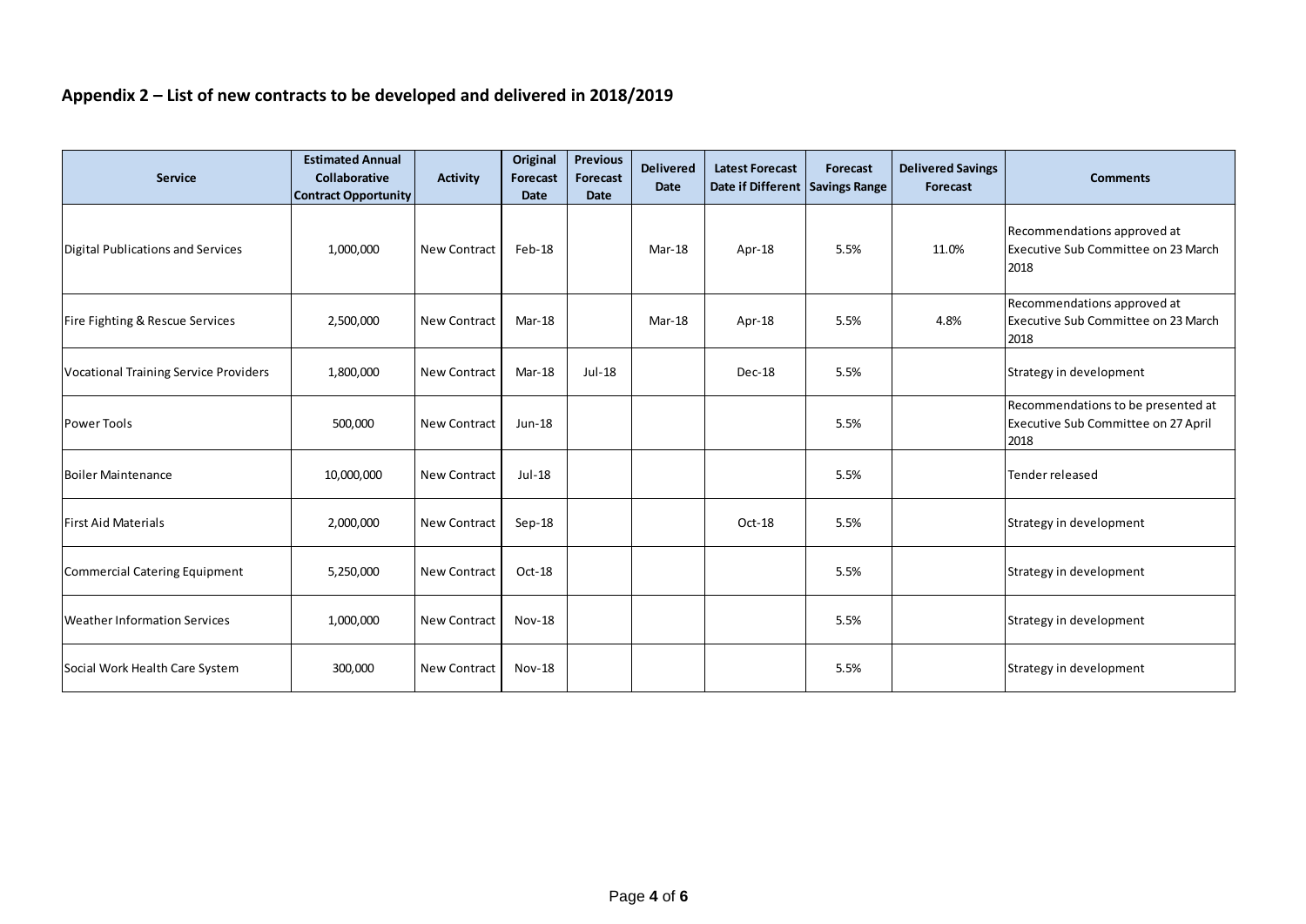## Appendix 2 – List of new contracts to be developed and delivered in 2018/2019

| Service | Estimated Annual Collaborative Contract Opportunity | Activity | Original Forecast Date | Previous Forecast Date | Delivered Date | Latest Forecast Date if Different | Forecast Savings Range | Delivered Savings Forecast | Comments |
|---|---|---|---|---|---|---|---|---|---|
| Digital Publications and Services | 1,000,000 | New Contract | Feb-18 | | Mar-18 | Apr-18 | 5.5% | 11.0% | Recommendations approved at Executive Sub Committee on 23 March 2018 |
| Fire Fighting & Rescue Services | 2,500,000 | New Contract | Mar-18 | | Mar-18 | Apr-18 | 5.5% | 4.8% | Recommendations approved at Executive Sub Committee on 23 March 2018 |
| Vocational Training Service Providers | 1,800,000 | New Contract | Mar-18 | Jul-18 | | Dec-18 | 5.5% | | Strategy in development |
| Power Tools | 500,000 | New Contract | Jun-18 | | | | 5.5% | | Recommendations to be presented at Executive Sub Committee on 27 April 2018 |
| Boiler Maintenance | 10,000,000 | New Contract | Jul-18 | | | | 5.5% | | Tender released |
| First Aid Materials | 2,000,000 | New Contract | Sep-18 | | | Oct-18 | 5.5% | | Strategy in development |
| Commercial Catering Equipment | 5,250,000 | New Contract | Oct-18 | | | | 5.5% | | Strategy in development |
| Weather Information Services | 1,000,000 | New Contract | Nov-18 | | | | 5.5% | | Strategy in development |
| Social Work Health Care System | 300,000 | New Contract | Nov-18 | | | | 5.5% | | Strategy in development |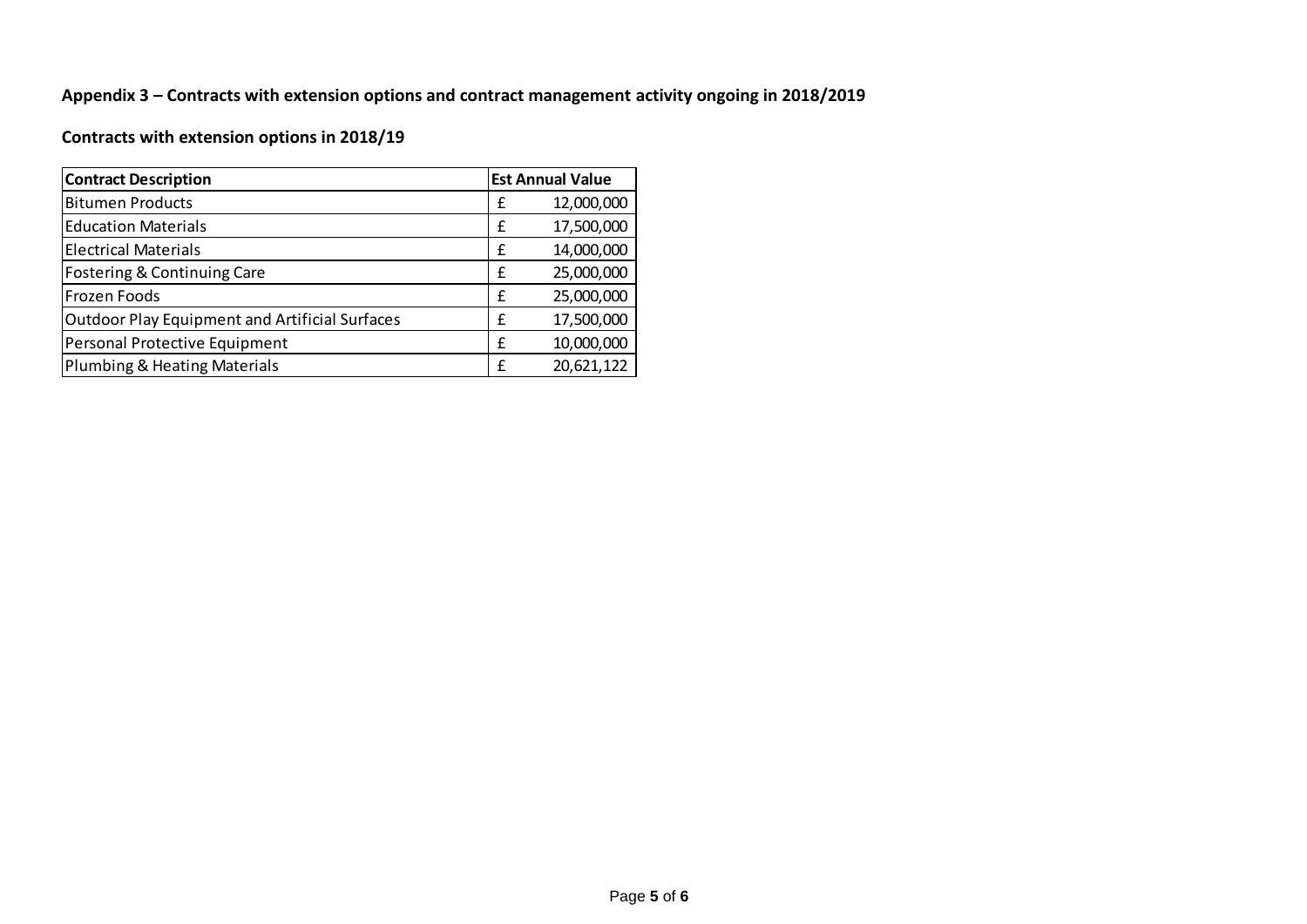**Appendix 3 – Contracts with extension options and contract management activity ongoing in 2018/2019**

**Contracts with extension options in 2018/19**

| Contract Description | Est Annual Value |
|---|---|
| Bitumen Products | £ 12,000,000 |
| Education Materials | £ 17,500,000 |
| Electrical Materials | £ 14,000,000 |
| Fostering & Continuing Care | £ 25,000,000 |
| Frozen Foods | £ 25,000,000 |
| Outdoor Play Equipment and Artificial Surfaces | £ 17,500,000 |
| Personal Protective Equipment | £ 10,000,000 |
| Plumbing & Heating Materials | £ 20,621,122 |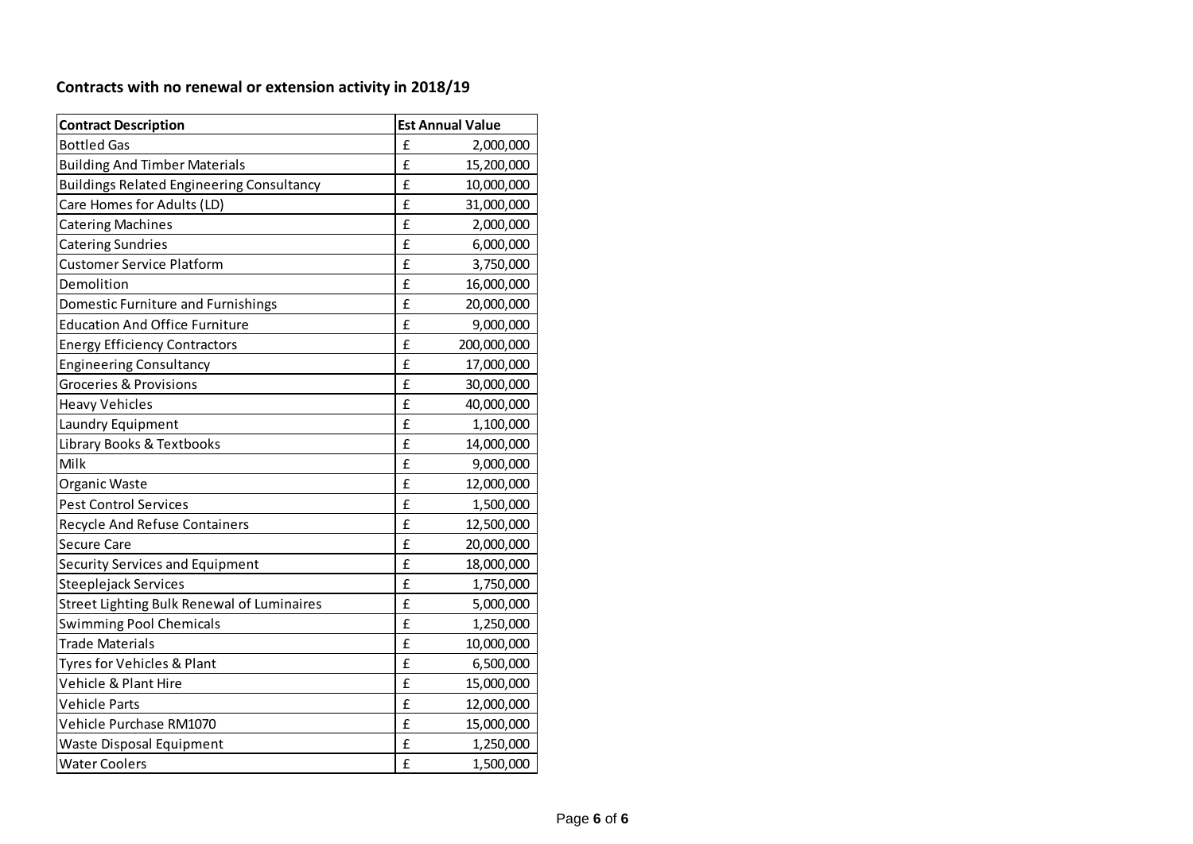## Contracts with no renewal or extension activity in 2018/19

| Contract Description | Est Annual Value |
|---|---|
| Bottled Gas | £ 2,000,000 |
| Building And Timber Materials | £ 15,200,000 |
| Buildings Related Engineering Consultancy | £ 10,000,000 |
| Care Homes for Adults (LD) | £ 31,000,000 |
| Catering Machines | £ 2,000,000 |
| Catering Sundries | £ 6,000,000 |
| Customer Service Platform | £ 3,750,000 |
| Demolition | £ 16,000,000 |
| Domestic Furniture and Furnishings | £ 20,000,000 |
| Education And Office Furniture | £ 9,000,000 |
| Energy Efficiency Contractors | £ 200,000,000 |
| Engineering Consultancy | £ 17,000,000 |
| Groceries & Provisions | £ 30,000,000 |
| Heavy Vehicles | £ 40,000,000 |
| Laundry Equipment | £ 1,100,000 |
| Library Books & Textbooks | £ 14,000,000 |
| Milk | £ 9,000,000 |
| Organic Waste | £ 12,000,000 |
| Pest Control Services | £ 1,500,000 |
| Recycle And Refuse Containers | £ 12,500,000 |
| Secure Care | £ 20,000,000 |
| Security Services and Equipment | £ 18,000,000 |
| Steeplejack Services | £ 1,750,000 |
| Street Lighting Bulk Renewal of Luminaires | £ 5,000,000 |
| Swimming Pool Chemicals | £ 1,250,000 |
| Trade Materials | £ 10,000,000 |
| Tyres for Vehicles & Plant | £ 6,500,000 |
| Vehicle & Plant Hire | £ 15,000,000 |
| Vehicle Parts | £ 12,000,000 |
| Vehicle Purchase RM1070 | £ 15,000,000 |
| Waste Disposal Equipment | £ 1,250,000 |
| Water Coolers | £ 1,500,000 |